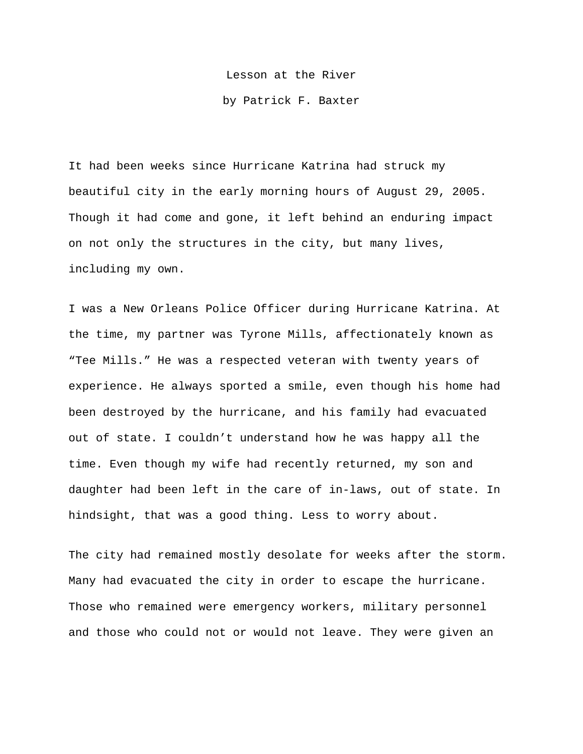# Lesson at the River

by Patrick F. Baxter

It had been weeks since Hurricane Katrina had struck my beautiful city in the early morning hours of August 29, 2005. Though it had come and gone, it left behind an enduring impact on not only the structures in the city, but many lives, including my own.

I was a New Orleans Police Officer during Hurricane Katrina. At the time, my partner was Tyrone Mills, affectionately known as "Tee Mills." He was a respected veteran with twenty years of experience. He always sported a smile, even though his home had been destroyed by the hurricane, and his family had evacuated out of state. I couldn't understand how he was happy all the time. Even though my wife had recently returned, my son and daughter had been left in the care of in-laws, out of state. In hindsight, that was a good thing. Less to worry about.

The city had remained mostly desolate for weeks after the storm. Many had evacuated the city in order to escape the hurricane. Those who remained were emergency workers, military personnel and those who could not or would not leave. They were given an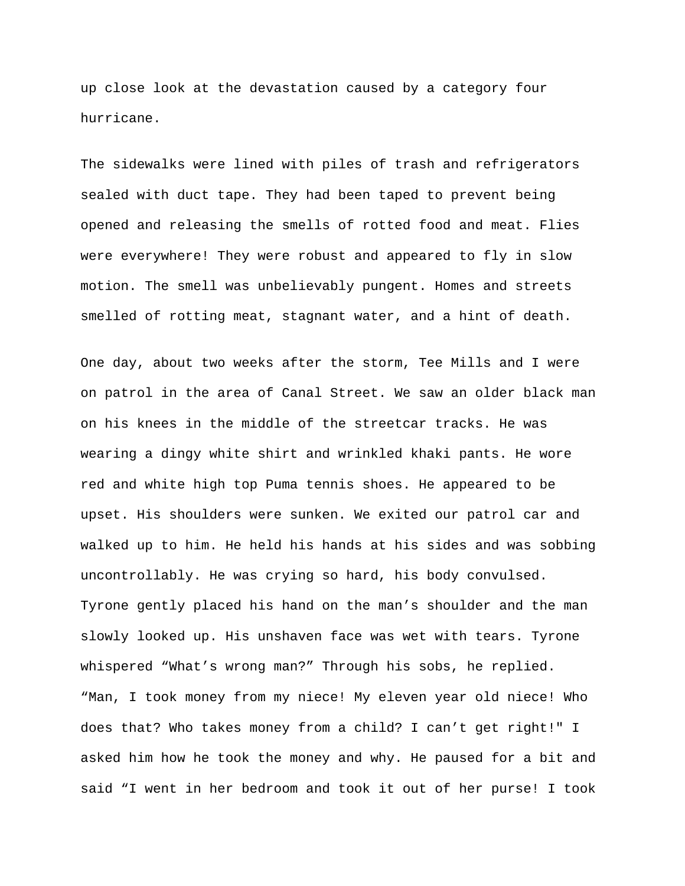up close look at the devastation caused by a category four hurricane.

The sidewalks were lined with piles of trash and refrigerators sealed with duct tape. They had been taped to prevent being opened and releasing the smells of rotted food and meat. Flies were everywhere! They were robust and appeared to fly in slow motion. The smell was unbelievably pungent. Homes and streets smelled of rotting meat, stagnant water, and a hint of death.

One day, about two weeks after the storm, Tee Mills and I were on patrol in the area of Canal Street. We saw an older black man on his knees in the middle of the streetcar tracks. He was wearing a dingy white shirt and wrinkled khaki pants. He wore red and white high top Puma tennis shoes. He appeared to be upset. His shoulders were sunken. We exited our patrol car and walked up to him. He held his hands at his sides and was sobbing uncontrollably. He was crying so hard, his body convulsed. Tyrone gently placed his hand on the man's shoulder and the man slowly looked up. His unshaven face was wet with tears. Tyrone whispered "What's wrong man?" Through his sobs, he replied. "Man, I took money from my niece! My eleven year old niece! Who does that? Who takes money from a child? I can't get right!" I asked him how he took the money and why. He paused for a bit and said "I went in her bedroom and took it out of her purse! I took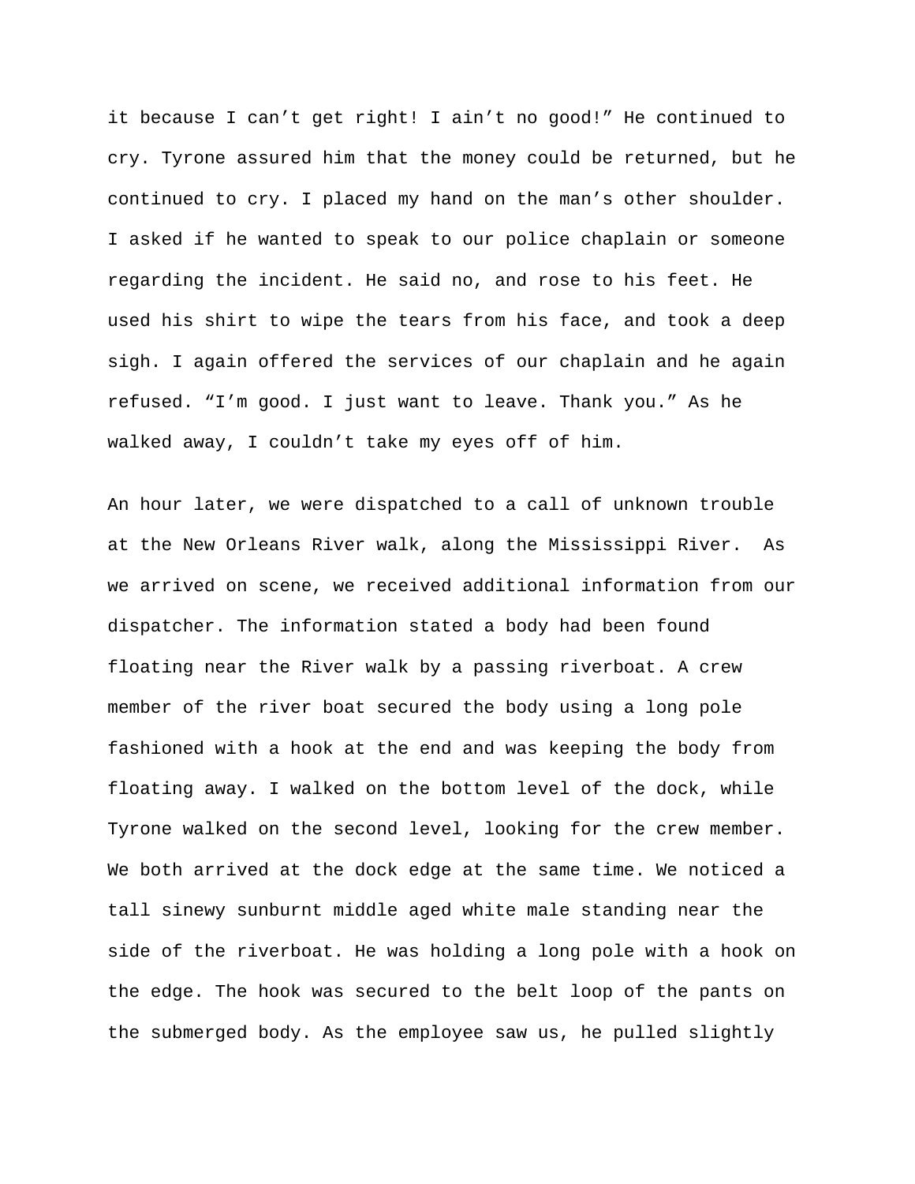it because I can't get right! I ain't no good!" He continued to cry. Tyrone assured him that the money could be returned, but he continued to cry. I placed my hand on the man's other shoulder. I asked if he wanted to speak to our police chaplain or someone regarding the incident. He said no, and rose to his feet. He used his shirt to wipe the tears from his face, and took a deep sigh. I again offered the services of our chaplain and he again refused. "I'm good. I just want to leave. Thank you." As he walked away, I couldn't take my eyes off of him.

An hour later, we were dispatched to a call of unknown trouble at the New Orleans River walk, along the Mississippi River. As we arrived on scene, we received additional information from our dispatcher. The information stated a body had been found floating near the River walk by a passing riverboat. A crew member of the river boat secured the body using a long pole fashioned with a hook at the end and was keeping the body from floating away. I walked on the bottom level of the dock, while Tyrone walked on the second level, looking for the crew member. We both arrived at the dock edge at the same time. We noticed a tall sinewy sunburnt middle aged white male standing near the side of the riverboat. He was holding a long pole with a hook on the edge. The hook was secured to the belt loop of the pants on the submerged body. As the employee saw us, he pulled slightly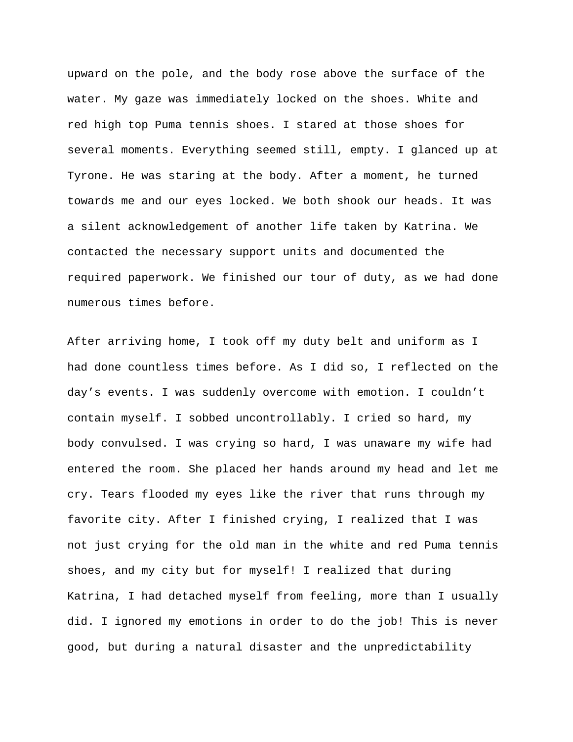upward on the pole, and the body rose above the surface of the water. My gaze was immediately locked on the shoes. White and red high top Puma tennis shoes. I stared at those shoes for several moments. Everything seemed still, empty. I glanced up at Tyrone. He was staring at the body. After a moment, he turned towards me and our eyes locked. We both shook our heads. It was a silent acknowledgement of another life taken by Katrina. We contacted the necessary support units and documented the required paperwork. We finished our tour of duty, as we had done numerous times before.

After arriving home, I took off my duty belt and uniform as I had done countless times before. As I did so, I reflected on the day's events. I was suddenly overcome with emotion. I couldn't contain myself. I sobbed uncontrollably. I cried so hard, my body convulsed. I was crying so hard, I was unaware my wife had entered the room. She placed her hands around my head and let me cry. Tears flooded my eyes like the river that runs through my favorite city. After I finished crying, I realized that I was not just crying for the old man in the white and red Puma tennis shoes, and my city but for myself! I realized that during Katrina, I had detached myself from feeling, more than I usually did. I ignored my emotions in order to do the job! This is never good, but during a natural disaster and the unpredictability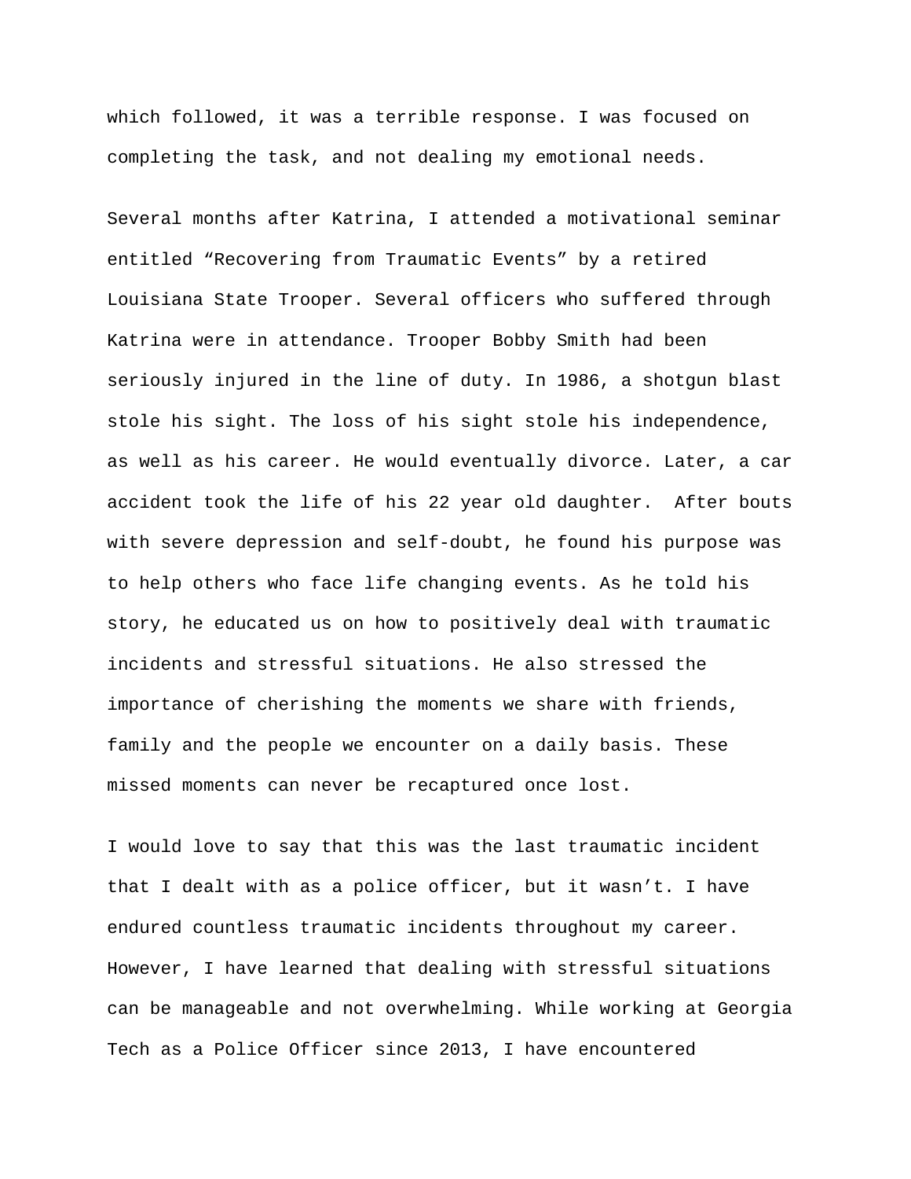which followed, it was a terrible response. I was focused on completing the task, and not dealing my emotional needs.

Several months after Katrina, I attended a motivational seminar entitled “Recovering from Traumatic Events” by a retired Louisiana State Trooper. Several officers who suffered through Katrina were in attendance. Trooper Bobby Smith had been seriously injured in the line of duty. In 1986, a shotgun blast stole his sight. The loss of his sight stole his independence, as well as his career. He would eventually divorce. Later, a car accident took the life of his 22 year old daughter. After bouts with severe depression and self-doubt, he found his purpose was to help others who face life changing events. As he told his story, he educated us on how to positively deal with traumatic incidents and stressful situations. He also stressed the importance of cherishing the moments we share with friends, family and the people we encounter on a daily basis. These missed moments can never be recaptured once lost.

I would love to say that this was the last traumatic incident that I dealt with as a police officer, but it wasn’t. I have endured countless traumatic incidents throughout my career. However, I have learned that dealing with stressful situations can be manageable and not overwhelming. While working at Georgia Tech as a Police Officer since 2013, I have encountered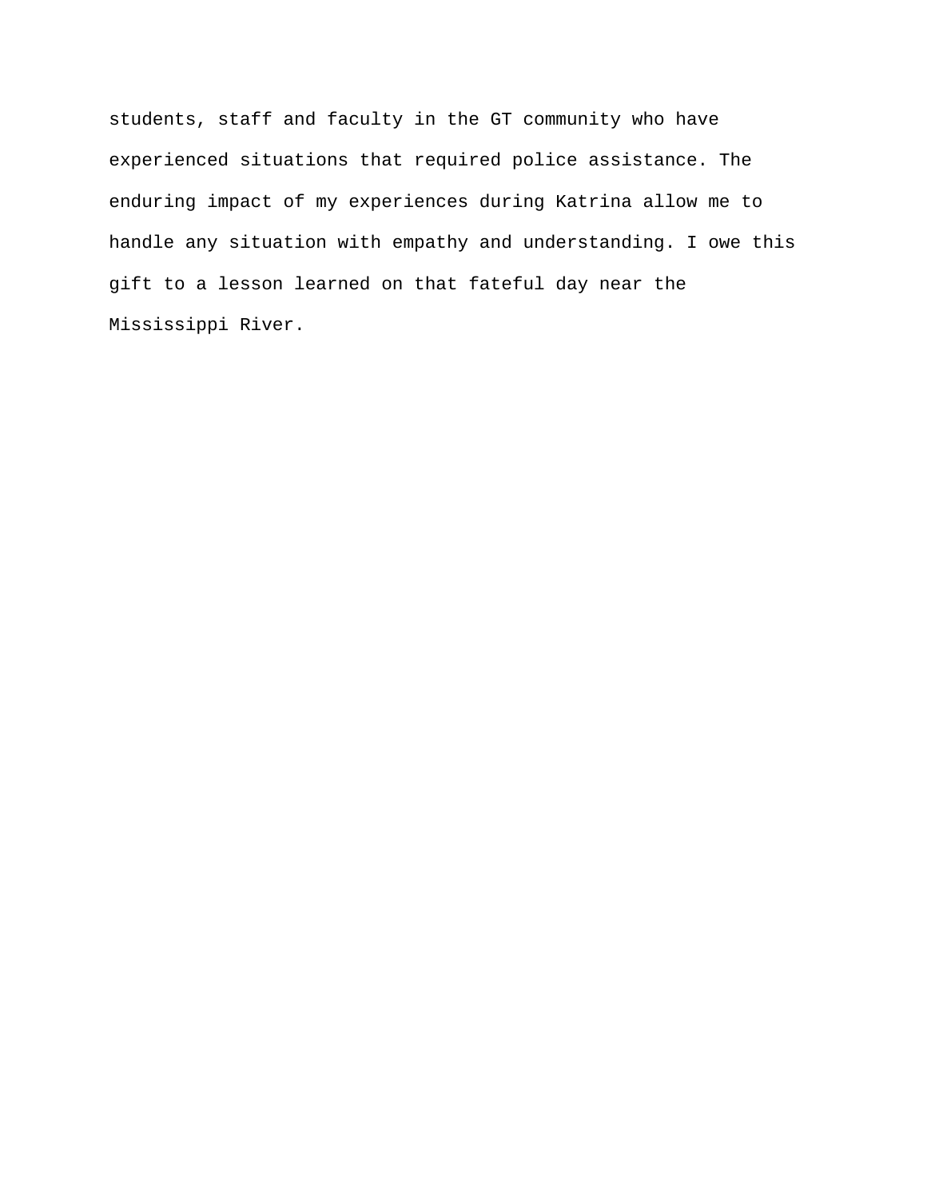students, staff and faculty in the GT community who have experienced situations that required police assistance. The enduring impact of my experiences during Katrina allow me to handle any situation with empathy and understanding. I owe this gift to a lesson learned on that fateful day near the Mississippi River.